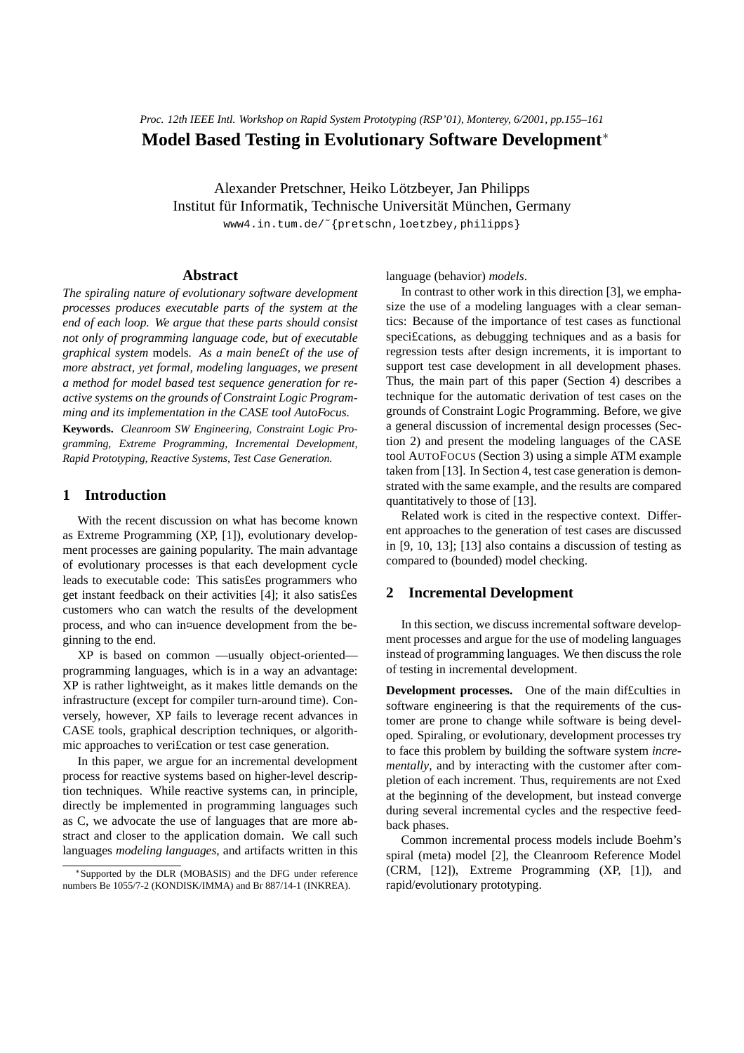*Proc. 12th IEEE Intl. Workshop on Rapid System Prototyping (RSP'01), Monterey, 6/2001, pp.155–161*

# Model Based Testing in Evolutionary Software Development*

Alexander Pretschner, Heiko Lötzbeyer, Jan Philipps
Institut für Informatik, Technische Universität München, Germany
www4.in.tum.de/˜{pretschn,loetzbey,philipps}

## Abstract

*The spiraling nature of evolutionary software development processes produces executable parts of the system at the end of each loop. We argue that these parts should consist not only of programming language code, but of executable graphical system* models*. As a main benefit of the use of more abstract, yet formal, modeling languages, we present a method for model based test sequence generation for reactive systems on the grounds of Constraint Logic Programming and its implementation in the CASE tool AutoFocus.*

**Keywords.** *Cleanroom SW Engineering, Constraint Logic Programming, Extreme Programming, Incremental Development, Rapid Prototyping, Reactive Systems, Test Case Generation.*

## 1 Introduction

With the recent discussion on what has become known as Extreme Programming (XP, [1]), evolutionary development processes are gaining popularity. The main advantage of evolutionary processes is that each development cycle leads to executable code: This satisfies programmers who get instant feedback on their activities [4]; it also satisfies customers who can watch the results of the development process, and who can influence development from the beginning to the end.

XP is based on common —usually object-oriented— programming languages, which is in a way an advantage: XP is rather lightweight, as it makes little demands on the infrastructure (except for compiler turn-around time). Conversely, however, XP fails to leverage recent advances in CASE tools, graphical description techniques, or algorithmic approaches to verification or test case generation.

In this paper, we argue for an incremental development process for reactive systems based on higher-level description techniques. While reactive systems can, in principle, directly be implemented in programming languages such as C, we advocate the use of languages that are more abstract and closer to the application domain. We call such languages *modeling languages*, and artifacts written in this language (behavior) *models*.

In contrast to other work in this direction [3], we emphasize the use of a modeling languages with a clear semantics: Because of the importance of test cases as functional specifications, as debugging techniques and as a basis for regression tests after design increments, it is important to support test case development in all development phases. Thus, the main part of this paper (Section 4) describes a technique for the automatic derivation of test cases on the grounds of Constraint Logic Programming. Before, we give a general discussion of incremental design processes (Section 2) and present the modeling languages of the CASE tool AUTOFOCUS (Section 3) using a simple ATM example taken from [13]. In Section 4, test case generation is demonstrated with the same example, and the results are compared quantitatively to those of [13].

Related work is cited in the respective context. Different approaches to the generation of test cases are discussed in [9, 10, 13]; [13] also contains a discussion of testing as compared to (bounded) model checking.

## 2 Incremental Development

In this section, we discuss incremental software development processes and argue for the use of modeling languages instead of programming languages. We then discuss the role of testing in incremental development.

**Development processes.** One of the main difficulties in software engineering is that the requirements of the customer are prone to change while software is being developed. Spiraling, or evolutionary, development processes try to face this problem by building the software system *incrementally*, and by interacting with the customer after completion of each increment. Thus, requirements are not fixed at the beginning of the development, but instead converge during several incremental cycles and the respective feedback phases.

Common incremental process models include Boehm's spiral (meta) model [2], the Cleanroom Reference Model (CRM, [12]), Extreme Programming (XP, [1]), and rapid/evolutionary prototyping.

---

*Supported by the DLR (MOBASIS) and the DFG under reference numbers Be 1055/7-2 (KONDISK/IMMA) and Br 887/14-1 (INKREA).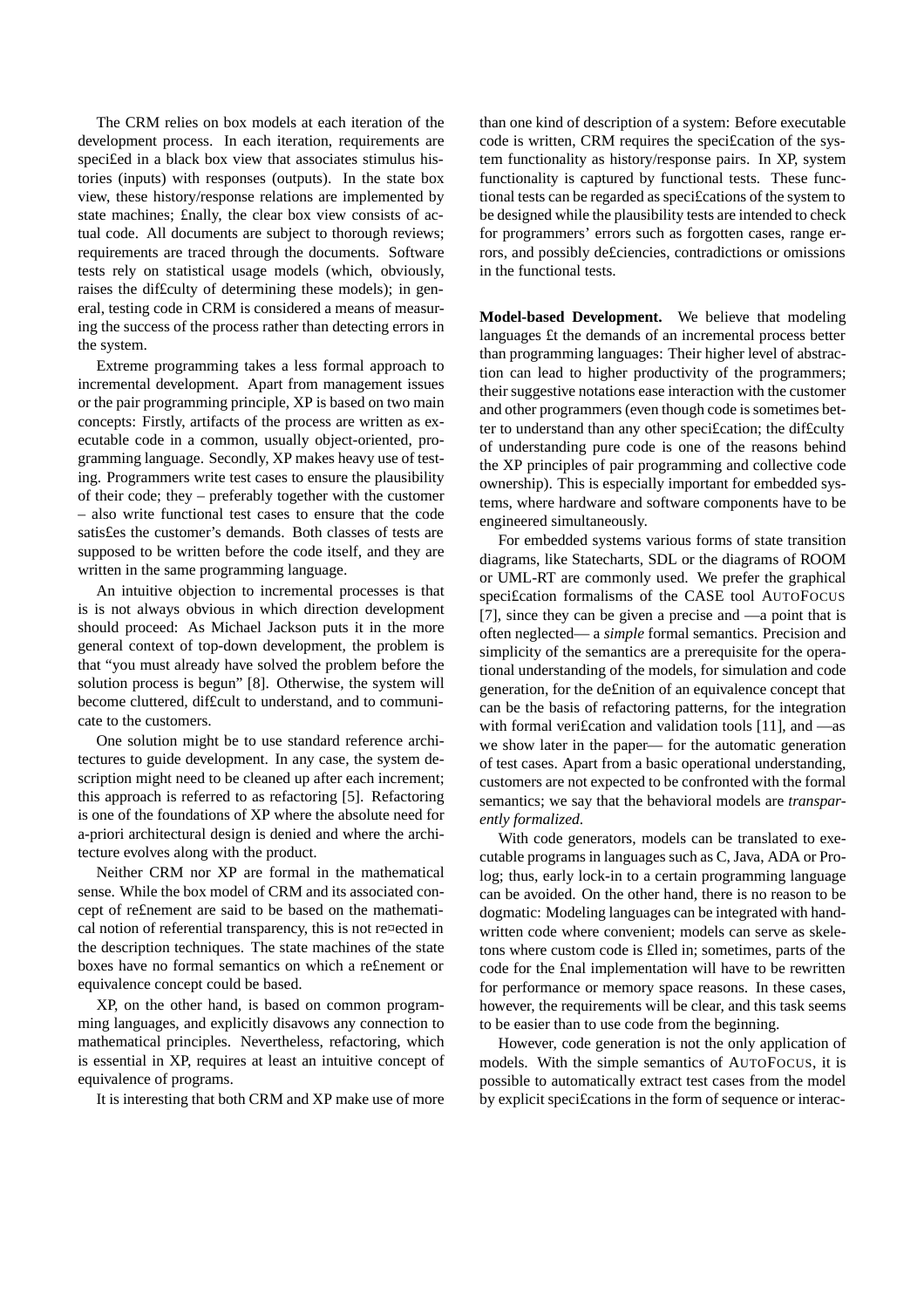The CRM relies on box models at each iteration of the development process. In each iteration, requirements are specified in a black box view that associates stimulus histories (inputs) with responses (outputs). In the state box view, these history/response relations are implemented by state machines; finally, the clear box view consists of actual code. All documents are subject to thorough reviews; requirements are traced through the documents. Software tests rely on statistical usage models (which, obviously, raises the difficulty of determining these models); in general, testing code in CRM is considered a means of measuring the success of the process rather than detecting errors in the system.

Extreme programming takes a less formal approach to incremental development. Apart from management issues or the pair programming principle, XP is based on two main concepts: Firstly, artifacts of the process are written as executable code in a common, usually object-oriented, programming language. Secondly, XP makes heavy use of testing. Programmers write test cases to ensure the plausibility of their code; they – preferably together with the customer – also write functional test cases to ensure that the code satisfies the customer's demands. Both classes of tests are supposed to be written before the code itself, and they are written in the same programming language.

An intuitive objection to incremental processes is that is is not always obvious in which direction development should proceed: As Michael Jackson puts it in the more general context of top-down development, the problem is that "you must already have solved the problem before the solution process is begun" [8]. Otherwise, the system will become cluttered, difficult to understand, and to communicate to the customers.

One solution might be to use standard reference architectures to guide development. In any case, the system description might need to be cleaned up after each increment; this approach is referred to as refactoring [5]. Refactoring is one of the foundations of XP where the absolute need for a-priori architectural design is denied and where the architecture evolves along with the product.

Neither CRM nor XP are formal in the mathematical sense. While the box model of CRM and its associated concept of refinement are said to be based on the mathematical notion of referential transparency, this is not reflected in the description techniques. The state machines of the state boxes have no formal semantics on which a refinement or equivalence concept could be based.

XP, on the other hand, is based on common programming languages, and explicitly disavows any connection to mathematical principles. Nevertheless, refactoring, which is essential in XP, requires at least an intuitive concept of equivalence of programs.

It is interesting that both CRM and XP make use of more than one kind of description of a system: Before executable code is written, CRM requires the specification of the system functionality as history/response pairs. In XP, system functionality is captured by functional tests. These functional tests can be regarded as specifications of the system to be designed while the plausibility tests are intended to check for programmers' errors such as forgotten cases, range errors, and possibly deficiencies, contradictions or omissions in the functional tests.

**Model-based Development.** We believe that modeling languages fit the demands of an incremental process better than programming languages: Their higher level of abstraction can lead to higher productivity of the programmers; their suggestive notations ease interaction with the customer and other programmers (even though code is sometimes better to understand than any other specification; the difficulty of understanding pure code is one of the reasons behind the XP principles of pair programming and collective code ownership). This is especially important for embedded systems, where hardware and software components have to be engineered simultaneously.

For embedded systems various forms of state transition diagrams, like Statecharts, SDL or the diagrams of ROOM or UML-RT are commonly used. We prefer the graphical specification formalisms of the CASE tool AUTOFOCUS [7], since they can be given a precise and —a point that is often neglected— a *simple* formal semantics. Precision and simplicity of the semantics are a prerequisite for the operational understanding of the models, for simulation and code generation, for the definition of an equivalence concept that can be the basis of refactoring patterns, for the integration with formal verification and validation tools [11], and —as we show later in the paper— for the automatic generation of test cases. Apart from a basic operational understanding, customers are not expected to be confronted with the formal semantics; we say that the behavioral models are *transparently formalized*.

With code generators, models can be translated to executable programs in languages such as C, Java, ADA or Prolog; thus, early lock-in to a certain programming language can be avoided. On the other hand, there is no reason to be dogmatic: Modeling languages can be integrated with handwritten code where convenient; models can serve as skeletons where custom code is filled in; sometimes, parts of the code for the final implementation will have to be rewritten for performance or memory space reasons. In these cases, however, the requirements will be clear, and this task seems to be easier than to use code from the beginning.

However, code generation is not the only application of models. With the simple semantics of AUTOFOCUS, it is possible to automatically extract test cases from the model by explicit specifications in the form of sequence or interac-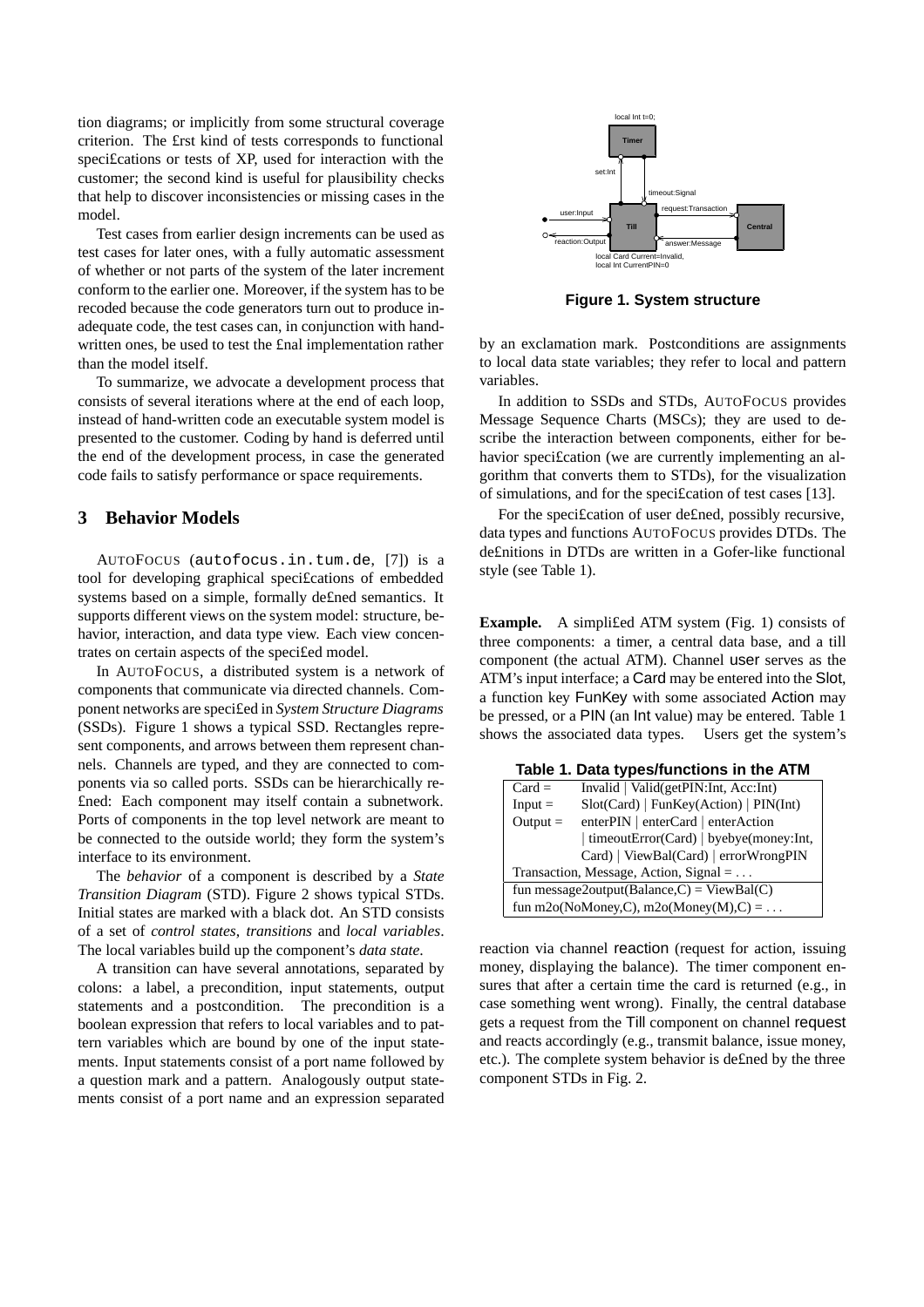tion diagrams; or implicitly from some structural coverage criterion. The first kind of tests corresponds to functional specifications or tests of XP, used for interaction with the customer; the second kind is useful for plausibility checks that help to discover inconsistencies or missing cases in the model.

Test cases from earlier design increments can be used as test cases for later ones, with a fully automatic assessment of whether or not parts of the system of the later increment conform to the earlier one. Moreover, if the system has to be recoded because the code generators turn out to produce inadequate code, the test cases can, in conjunction with handwritten ones, be used to test the final implementation rather than the model itself.

To summarize, we advocate a development process that consists of several iterations where at the end of each loop, instead of hand-written code an executable system model is presented to the customer. Coding by hand is deferred until the end of the development process, in case the generated code fails to satisfy performance or space requirements.

## 3 Behavior Models

AUTOFOCUS (`autofocus.in.tum.de`, [7]) is a tool for developing graphical specifications of embedded systems based on a simple, formally defined semantics. It supports different views on the system model: structure, behavior, interaction, and data type view. Each view concentrates on certain aspects of the specified model.

In AUTOFOCUS, a distributed system is a network of components that communicate via directed channels. Component networks are specified in *System Structure Diagrams* (SSDs). Figure 1 shows a typical SSD. Rectangles represent components, and arrows between them represent channels. Channels are typed, and they are connected to components via so called ports. SSDs can be hierarchically refined: Each component may itself contain a subnetwork. Ports of components in the top level network are meant to be connected to the outside world; they form the system's interface to its environment.

The *behavior* of a component is described by a *State Transition Diagram* (STD). Figure 2 shows typical STDs. Initial states are marked with a black dot. An STD consists of a set of *control states*, *transitions* and *local variables*. The local variables build up the component's *data state*.

A transition can have several annotations, separated by colons: a label, a precondition, input statements, output statements and a postcondition. The precondition is a boolean expression that refers to local variables and to pattern variables which are bound by one of the input statements. Input statements consist of a port name followed by a question mark and a pattern. Analogously output statements consist of a port name and an expression separated by an exclamation mark. Postconditions are assignments to local data state variables; they refer to local and pattern variables.

**Figure 1. System structure**

In addition to SSDs and STDs, AUTOFOCUS provides Message Sequence Charts (MSCs); they are used to describe the interaction between components, either for behavior specification (we are currently implementing an algorithm that converts them to STDs), for the visualization of simulations, and for the specification of test cases [13].

For the specification of user defined, possibly recursive, data types and functions AUTOFOCUS provides DTDs. The definitions in DTDs are written in a Gofer-like functional style (see Table 1).

**Example.** A simplified ATM system (Fig. 1) consists of three components: a timer, a central data base, and a till component (the actual ATM). Channel user serves as the ATM's input interface; a Card may be entered into the Slot, a function key FunKey with some associated Action may be pressed, or a PIN (an Int value) may be entered. Table 1 shows the associated data types. Users get the system's reaction via channel reaction (request for action, issuing money, displaying the balance). The timer component ensures that after a certain time the card is returned (e.g., in case something went wrong). Finally, the central database gets a request from the Till component on channel request and reacts accordingly (e.g., transmit balance, issue money, etc.). The complete system behavior is defined by the three component STDs in Fig. 2.

**Table 1. Data types/functions in the ATM**

| | |
|---|---|
| Card = | Invalid \| Valid(getPIN:Int, Acc:Int) |
| Input = | Slot(Card) \| FunKey(Action) \| PIN(Int) |
| Output = | enterPIN \| enterCard \| enterAction \| timeoutError(Card) \| byebye(money:Int, Card) \| ViewBal(Card) \| errorWrongPIN |
| Transaction, Message, Action, Signal = … | |
| fun message2output(Balance,C) = ViewBal(C) | |
| fun m2o(NoMoney,C), m2o(Money(M),C) = … | |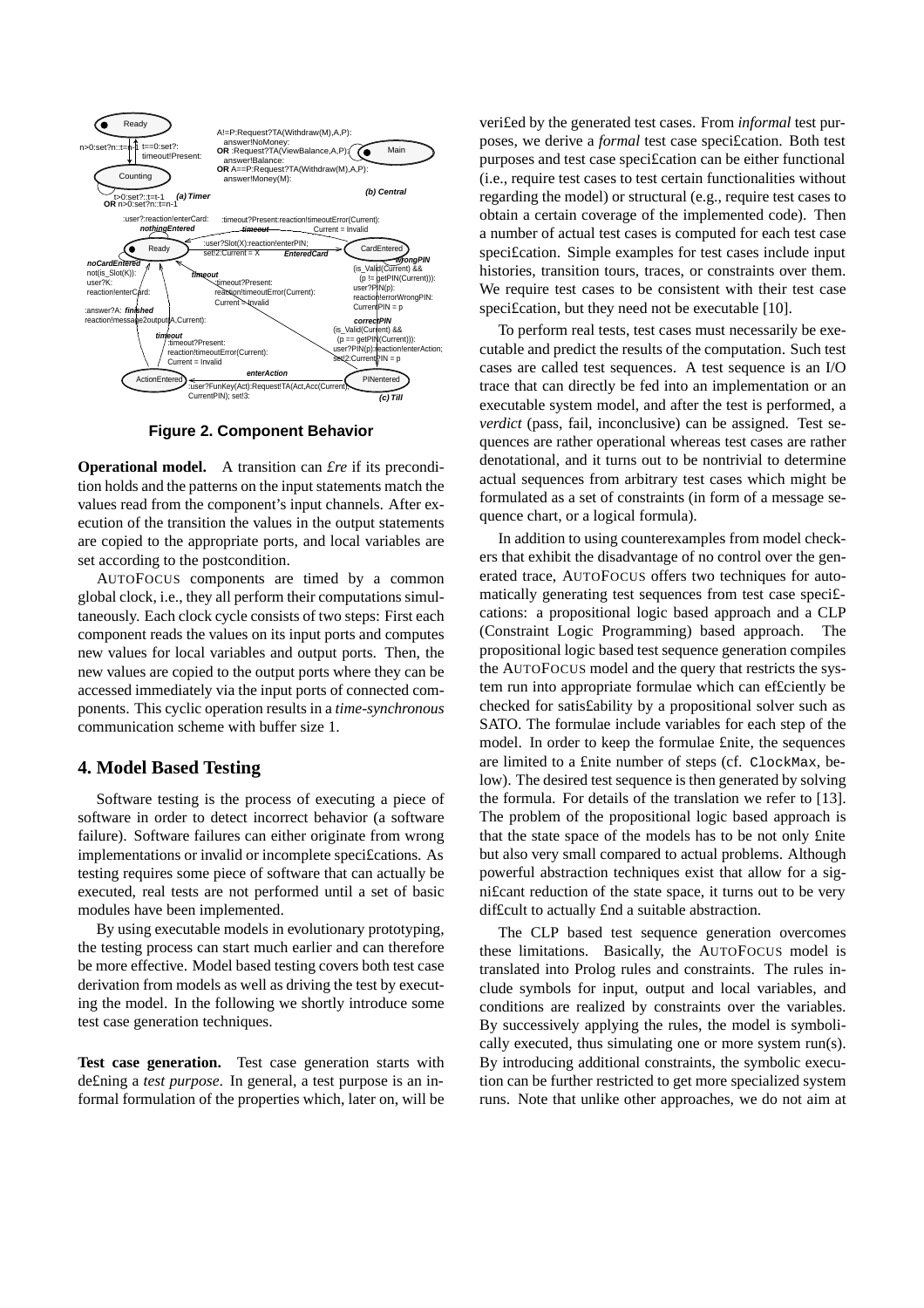Ready

n>0:set?n::t=n-1

t==0:set?:
timeout!Present:

Counting

t>0:set?::t=t-1
OR n>0:set?n::t=n-1

(a) Timer

A!=P:Request?TA(Withdraw(M),A,P):
answer!NoMoney:
OR :Request?TA(ViewBalance,A,P):
answer!Balance:
OR A==P:Request?TA(Withdraw(M),A,P):
answer!Money(M):

Main

(b) Central

:user?:reaction!enterCard:
nothingEntered

:timeout?Present:reaction!timeoutError(Current):
timeout
Current = Invalid

Ready

:user?Slot(X):reaction!enterPIN:
set!2:Current = X
EnteredCard

CardEntered

noCardEntered
not(is_Slot(K)):
user?K:
reaction!enterCard:

wrongPIN
(is_Valid(Current) &&
(p != getPIN(Current))):
user?PIN(p):
reaction!errorWrongPIN:
CurrentPIN = p

timeout
:timeout?Present:
reaction!timeoutError(Current):
Current = Invalid

:answer?A: finished
reaction!message2output(A,Current):

correctPIN
(is_Valid(Current) &&
(p == getPIN(Current))):
user?PIN(p):reaction!enterAction;
set!2:CurrentPIN = p

timeout
:timeout?Present:
reaction!timeoutError(Current):
Current = Invalid

ActionEntered

enterAction
:user?FunKey(Act):Request!TA(Act,Acc(Current),
CurrentPIN); set!3:

PINentered

(c) Till

**Figure 2. Component Behavior**

**Operational model.** A transition can *fire* if its precondition holds and the patterns on the input statements match the values read from the component's input channels. After execution of the transition the values in the output statements are copied to the appropriate ports, and local variables are set according to the postcondition.

AUTOFOCUS components are timed by a common global clock, i.e., they all perform their computations simultaneously. Each clock cycle consists of two steps: First each component reads the values on its input ports and computes new values for local variables and output ports. Then, the new values are copied to the output ports where they can be accessed immediately via the input ports of connected components. This cyclic operation results in a *time-synchronous* communication scheme with buffer size 1.

## 4. Model Based Testing

Software testing is the process of executing a piece of software in order to detect incorrect behavior (a software failure). Software failures can either originate from wrong implementations or invalid or incomplete specifications. As testing requires some piece of software that can actually be executed, real tests are not performed until a set of basic modules have been implemented.

By using executable models in evolutionary prototyping, the testing process can start much earlier and can therefore be more effective. Model based testing covers both test case derivation from models as well as driving the test by executing the model. In the following we shortly introduce some test case generation techniques.

**Test case generation.** Test case generation starts with defining a *test purpose*. In general, a test purpose is an informal formulation of the properties which, later on, will be verified by the generated test cases. From *informal* test purposes, we derive a *formal* test case specification. Both test purposes and test case specification can be either functional (i.e., require test cases to test certain functionalities without regarding the model) or structural (e.g., require test cases to obtain a certain coverage of the implemented code). Then a number of actual test cases is computed for each test case specification. Simple examples for test cases include input histories, transition tours, traces, or constraints over them. We require test cases to be consistent with their test case specification, but they need not be executable [10].

To perform real tests, test cases must necessarily be executable and predict the results of the computation. Such test cases are called test sequences. A test sequence is an I/O trace that can directly be fed into an implementation or an executable system model, and after the test is performed, a *verdict* (pass, fail, inconclusive) can be assigned. Test sequences are rather operational whereas test cases are rather denotational, and it turns out to be nontrivial to determine actual sequences from arbitrary test cases which might be formulated as a set of constraints (in form of a message sequence chart, or a logical formula).

In addition to using counterexamples from model checkers that exhibit the disadvantage of no control over the generated trace, AUTOFOCUS offers two techniques for automatically generating test sequences from test case specifications: a propositional logic based approach and a CLP (Constraint Logic Programming) based approach. The propositional logic based test sequence generation compiles the AUTOFOCUS model and the query that restricts the system run into appropriate formulae which can efficiently be checked for satisfiability by a propositional solver such as SATO. The formulae include variables for each step of the model. In order to keep the formulae finite, the sequences are limited to a finite number of steps (cf. `ClockMax`, below). The desired test sequence is then generated by solving the formula. For details of the translation we refer to [13]. The problem of the propositional logic based approach is that the state space of the models has to be not only finite but also very small compared to actual problems. Although powerful abstraction techniques exist that allow for a significant reduction of the state space, it turns out to be very difficult to actually find a suitable abstraction.

The CLP based test sequence generation overcomes these limitations. Basically, the AUTOFOCUS model is translated into Prolog rules and constraints. The rules include symbols for input, output and local variables, and conditions are realized by constraints over the variables. By successively applying the rules, the model is symbolically executed, thus simulating one or more system run(s). By introducing additional constraints, the symbolic execution can be further restricted to get more specialized system runs. Note that unlike other approaches, we do not aim at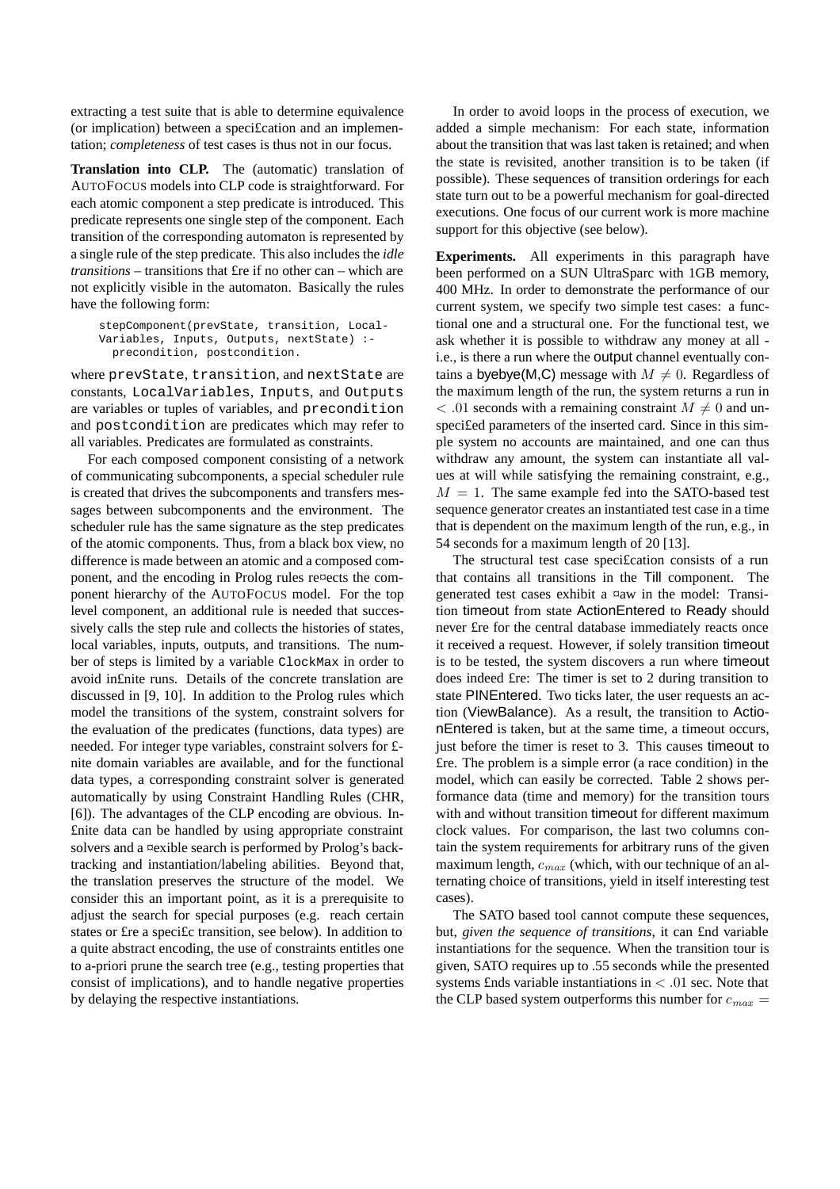extracting a test suite that is able to determine equivalence (or implication) between a specification and an implementation; *completeness* of test cases is thus not in our focus.

**Translation into CLP.** The (automatic) translation of AUTOFOCUS models into CLP code is straightforward. For each atomic component a step predicate is introduced. This predicate represents one single step of the component. Each transition of the corresponding automaton is represented by a single rule of the step predicate. This also includes the *idle transitions* – transitions that fire if no other can – which are not explicitly visible in the automaton. Basically the rules have the following form:

```
stepComponent(prevState, transition, Local-
Variables, Inputs, Outputs, nextState) :-
  precondition, postcondition.
```

where `prevState`, `transition`, and `nextState` are constants, `LocalVariables`, `Inputs`, and `Outputs` are variables or tuples of variables, and `precondition` and `postcondition` are predicates which may refer to all variables. Predicates are formulated as constraints.

For each composed component consisting of a network of communicating subcomponents, a special scheduler rule is created that drives the subcomponents and transfers messages between subcomponents and the environment. The scheduler rule has the same signature as the step predicates of the atomic components. Thus, from a black box view, no difference is made between an atomic and a composed component, and the encoding in Prolog rules reflects the component hierarchy of the AUTOFOCUS model. For the top level component, an additional rule is needed that successively calls the step rule and collects the histories of states, local variables, inputs, outputs, and transitions. The number of steps is limited by a variable `ClockMax` in order to avoid infinite runs. Details of the concrete translation are discussed in [9, 10]. In addition to the Prolog rules which model the transitions of the system, constraint solvers for the evaluation of the predicates (functions, data types) are needed. For integer type variables, constraint solvers for finite domain variables are available, and for the functional data types, a corresponding constraint solver is generated automatically by using Constraint Handling Rules (CHR, [6]). The advantages of the CLP encoding are obvious. Infinite data can be handled by using appropriate constraint solvers and a flexible search is performed by Prolog's backtracking and instantiation/labeling abilities. Beyond that, the translation preserves the structure of the model. We consider this an important point, as it is a prerequisite to adjust the search for special purposes (e.g. reach certain states or fire a specific transition, see below). In addition to a quite abstract encoding, the use of constraints entitles one to a-priori prune the search tree (e.g., testing properties that consist of implications), and to handle negative properties by delaying the respective instantiations.

In order to avoid loops in the process of execution, we added a simple mechanism: For each state, information about the transition that was last taken is retained; and when the state is revisited, another transition is to be taken (if possible). These sequences of transition orderings for each state turn out to be a powerful mechanism for goal-directed executions. One focus of our current work is more machine support for this objective (see below).

**Experiments.** All experiments in this paragraph have been performed on a SUN UltraSparc with 1GB memory, 400 MHz. In order to demonstrate the performance of our current system, we specify two simple test cases: a functional one and a structural one. For the functional test, we ask whether it is possible to withdraw any money at all - i.e., is there a run where the output channel eventually contains a byebye(M,C) message with $M \neq 0$. Regardless of the maximum length of the run, the system returns a run in $< .01$ seconds with a remaining constraint $M \neq 0$ and unspecified parameters of the inserted card. Since in this simple system no accounts are maintained, and one can thus withdraw any amount, the system can instantiate all values at will while satisfying the remaining constraint, e.g., $M = 1$. The same example fed into the SATO-based test sequence generator creates an instantiated test case in a time that is dependent on the maximum length of the run, e.g., in 54 seconds for a maximum length of 20 [13].

The structural test case specification consists of a run that contains all transitions in the Till component. The generated test cases exhibit a flaw in the model: Transition timeout from state ActionEntered to Ready should never fire for the central database immediately reacts once it received a request. However, if solely transition timeout is to be tested, the system discovers a run where timeout does indeed fire: The timer is set to 2 during transition to state PINEntered. Two ticks later, the user requests an action (ViewBalance). As a result, the transition to ActionEntered is taken, but at the same time, a timeout occurs, just before the timer is reset to 3. This causes timeout to fire. The problem is a simple error (a race condition) in the model, which can easily be corrected. Table 2 shows performance data (time and memory) for the transition tours with and without transition timeout for different maximum clock values. For comparison, the last two columns contain the system requirements for arbitrary runs of the given maximum length, $c_{max}$ (which, with our technique of an alternating choice of transitions, yield in itself interesting test cases).

The SATO based tool cannot compute these sequences, but, *given the sequence of transitions*, it can find variable instantiations for the sequence. When the transition tour is given, SATO requires up to .55 seconds while the presented systems finds variable instantiations in $< .01$ sec. Note that the CLP based system outperforms this number for $c_{max} =$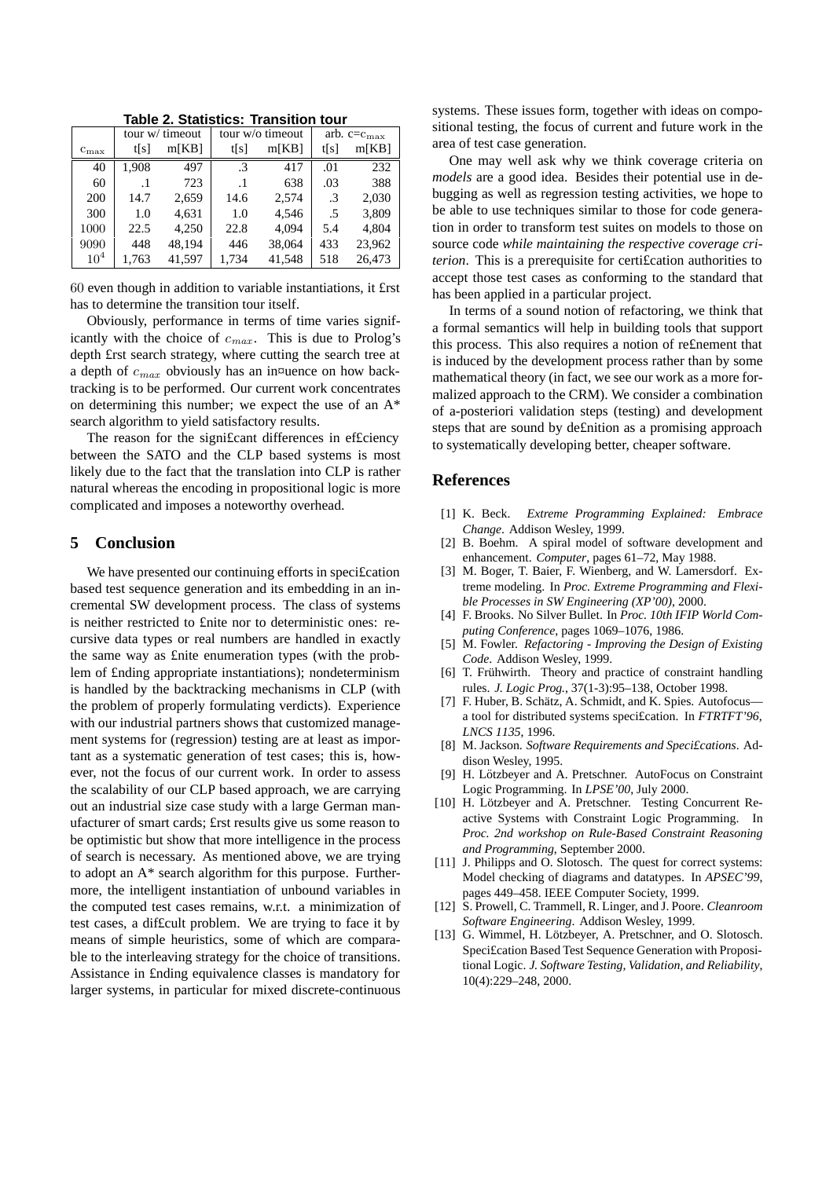**Table 2. Statistics: Transition tour**

| | tour w/ timeout | | tour w/o timeout | | arb. $c=c_{max}$ | |
|---|---|---|---|---|---|---|
| $c_{max}$ | t[s] | m[KB] | t[s] | m[KB] | t[s] | m[KB] |
| 40 | 1,908 | 497 | .3 | 417 | .01 | 232 |
| 60 | .1 | 723 | .1 | 638 | .03 | 388 |
| 200 | 14.7 | 2,659 | 14.6 | 2,574 | .3 | 2,030 |
| 300 | 1.0 | 4,631 | 1.0 | 4,546 | .5 | 3,809 |
| 1000 | 22.5 | 4,250 | 22.8 | 4,094 | 5.4 | 4,804 |
| 9090 | 448 | 48,194 | 446 | 38,064 | 433 | 23,962 |
| $10^4$ | 1,763 | 41,597 | 1,734 | 41,548 | 518 | 26,473 |

60 even though in addition to variable instantiations, it first has to determine the transition tour itself.

Obviously, performance in terms of time varies significantly with the choice of $c_{max}$. This is due to Prolog's depth first search strategy, where cutting the search tree at a depth of $c_{max}$ obviously has an influence on how backtracking is to be performed. Our current work concentrates on determining this number; we expect the use of an A* search algorithm to yield satisfactory results.

The reason for the significant differences in efficiency between the SATO and the CLP based systems is most likely due to the fact that the translation into CLP is rather natural whereas the encoding in propositional logic is more complicated and imposes a noteworthy overhead.

## 5 Conclusion

We have presented our continuing efforts in specification based test sequence generation and its embedding in an incremental SW development process. The class of systems is neither restricted to finite nor to deterministic ones: recursive data types or real numbers are handled in exactly the same way as finite enumeration types (with the problem of finding appropriate instantiations); nondeterminism is handled by the backtracking mechanisms in CLP (with the problem of properly formulating verdicts). Experience with our industrial partners shows that customized management systems for (regression) testing are at least as important as a systematic generation of test cases; this is, however, not the focus of our current work. In order to assess the scalability of our CLP based approach, we are carrying out an industrial size case study with a large German manufacturer of smart cards; first results give us some reason to be optimistic but show that more intelligence in the process of search is necessary. As mentioned above, we are trying to adopt an A* search algorithm for this purpose. Furthermore, the intelligent instantiation of unbound variables in the computed test cases remains, w.r.t. a minimization of test cases, a difficult problem. We are trying to face it by means of simple heuristics, some of which are comparable to the interleaving strategy for the choice of transitions. Assistance in finding equivalence classes is mandatory for larger systems, in particular for mixed discrete-continuous systems. These issues form, together with ideas on compositional testing, the focus of current and future work in the area of test case generation.

One may well ask why we think coverage criteria on *models* are a good idea. Besides their potential use in debugging as well as regression testing activities, we hope to be able to use techniques similar to those for code generation in order to transform test suites on models to those on source code *while maintaining the respective coverage criterion*. This is a prerequisite for certification authorities to accept those test cases as conforming to the standard that has been applied in a particular project.

In terms of a sound notion of refactoring, we think that a formal semantics will help in building tools that support this process. This also requires a notion of refinement that is induced by the development process rather than by some mathematical theory (in fact, we see our work as a more formalized approach to the CRM). We consider a combination of a-posteriori validation steps (testing) and development steps that are sound by definition as a promising approach to systematically developing better, cheaper software.

## References

[1] K. Beck. *Extreme Programming Explained: Embrace Change*. Addison Wesley, 1999.

[2] B. Boehm. A spiral model of software development and enhancement. *Computer*, pages 61–72, May 1988.

[3] M. Boger, T. Baier, F. Wienberg, and W. Lamersdorf. Extreme modeling. In *Proc. Extreme Programming and Flexible Processes in SW Engineering (XP'00)*, 2000.

[4] F. Brooks. No Silver Bullet. In *Proc. 10th IFIP World Computing Conference*, pages 1069–1076, 1986.

[5] M. Fowler. *Refactoring - Improving the Design of Existing Code*. Addison Wesley, 1999.

[6] T. Frühwirth. Theory and practice of constraint handling rules. *J. Logic Prog.*, 37(1-3):95–138, October 1998.

[7] F. Huber, B. Schätz, A. Schmidt, and K. Spies. Autofocus—a tool for distributed systems specification. In *FTRTFT'96, LNCS 1135*, 1996.

[8] M. Jackson. *Software Requirements and Specifications*. Addison Wesley, 1995.

[9] H. Lötzbeyer and A. Pretschner. AutoFocus on Constraint Logic Programming. In *LPSE'00*, July 2000.

[10] H. Lötzbeyer and A. Pretschner. Testing Concurrent Reactive Systems with Constraint Logic Programming. In *Proc. 2nd workshop on Rule-Based Constraint Reasoning and Programming*, September 2000.

[11] J. Philipps and O. Slotosch. The quest for correct systems: Model checking of diagrams and datatypes. In *APSEC'99*, pages 449–458. IEEE Computer Society, 1999.

[12] S. Prowell, C. Trammell, R. Linger, and J. Poore. *Cleanroom Software Engineering*. Addison Wesley, 1999.

[13] G. Wimmel, H. Lötzbeyer, A. Pretschner, and O. Slotosch. Specification Based Test Sequence Generation with Propositional Logic. *J. Software Testing, Validation, and Reliability*, 10(4):229–248, 2000.